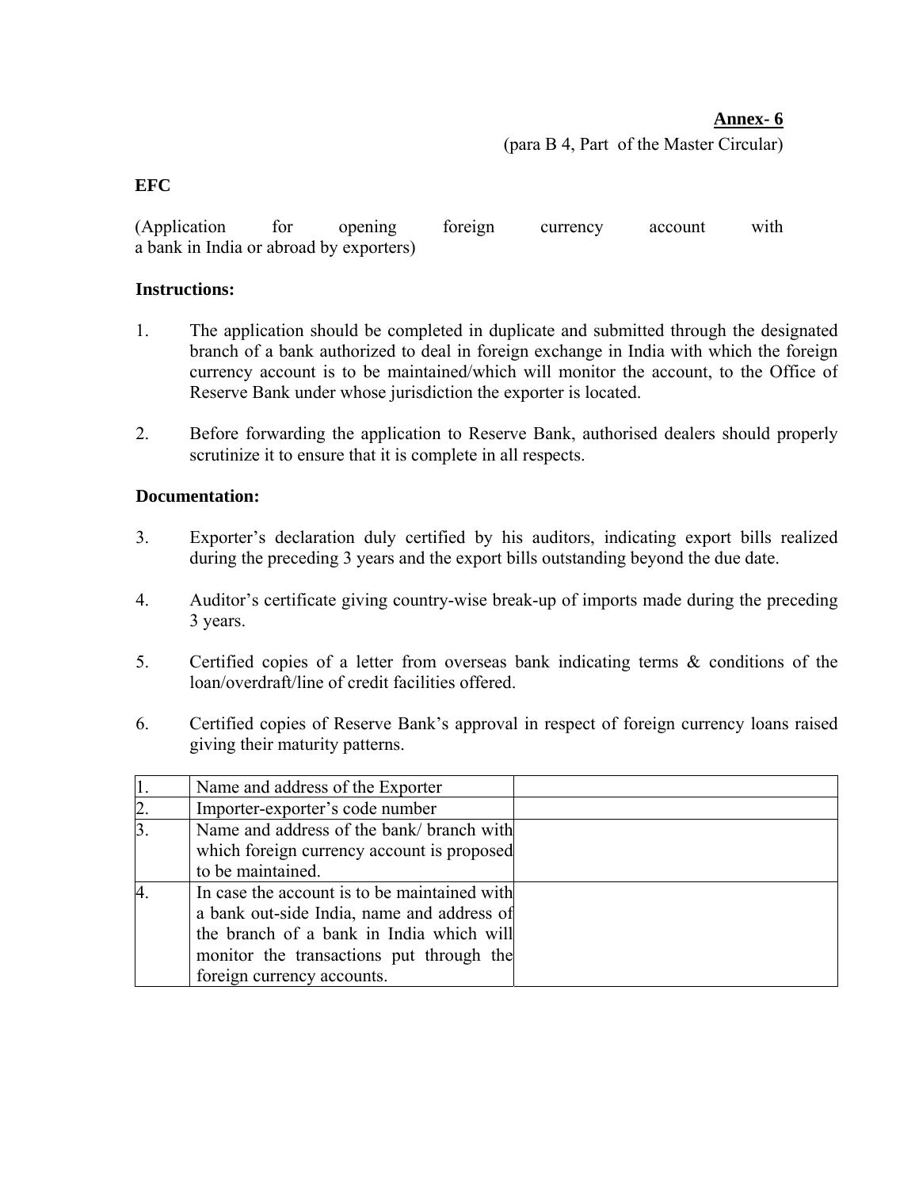**Annex- 6**

(para B 4, Part of the Master Circular)

**EFC**

(Application for opening foreign currency account with a bank in India or abroad by exporters)

**Instructions:**

1. The application should be completed in duplicate and submitted through the designated branch of a bank authorized to deal in foreign exchange in India with which the foreign currency account is to be maintained/which will monitor the account, to the Office of Reserve Bank under whose jurisdiction the exporter is located.

2. Before forwarding the application to Reserve Bank, authorised dealers should properly scrutinize it to ensure that it is complete in all respects.

**Documentation:**

3. Exporter's declaration duly certified by his auditors, indicating export bills realized during the preceding 3 years and the export bills outstanding beyond the due date.

4. Auditor's certificate giving country-wise break-up of imports made during the preceding 3 years.

5. Certified copies of a letter from overseas bank indicating terms & conditions of the loan/overdraft/line of credit facilities offered.

6. Certified copies of Reserve Bank's approval in respect of foreign currency loans raised giving their maturity patterns.

| | | |
|---|---|---|
| 1. | Name and address of the Exporter | |
| 2. | Importer-exporter's code number | |
| 3. | Name and address of the bank/ branch with which foreign currency account is proposed to be maintained. | |
| 4. | In case the account is to be maintained with a bank out-side India, name and address of the branch of a bank in India which will monitor the transactions put through the foreign currency accounts. | |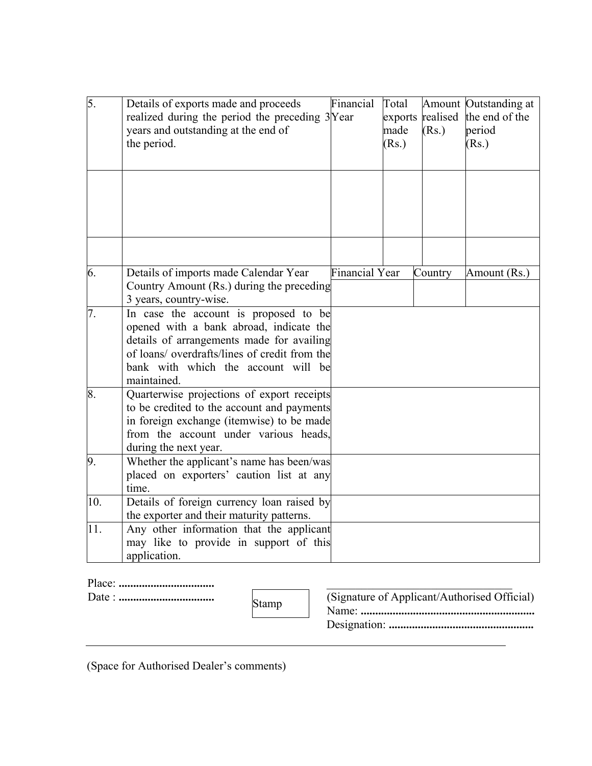| | | | | | |
|---|---|---|---|---|---|
| 5. | Details of exports made and proceeds realized during the period the preceding 3 years and outstanding at the end of the period. | Financial Year | Total exports made (Rs.) | Amount realised (Rs.) | Outstanding at the end of the period (Rs.) |
| | | | | | |
| | | | | | |
| 6. | Details of imports made Calendar Year Country Amount (Rs.) during the preceding 3 years, country-wise. | Financial Year | | Country | Amount (Rs.) |
| 7. | In case the account is proposed to be opened with a bank abroad, indicate the details of arrangements made for availing of loans/ overdrafts/lines of credit from the bank with which the account will be maintained. | | | | |
| 8. | Quarterwise projections of export receipts to be credited to the account and payments in foreign exchange (itemwise) to be made from the account under various heads, during the next year. | | | | |
| 9. | Whether the applicant's name has been/was placed on exporters' caution list at any time. | | | | |
| 10. | Details of foreign currency loan raised by the exporter and their maturity patterns. | | | | |
| 11. | Any other information that the applicant may like to provide in support of this application. | | | | |

Place: ................................
Date : ................................

Stamp

(Signature of Applicant/Authorised Official)
Name: ...........................................................
Designation: .................................................

---

(Space for Authorised Dealer's comments)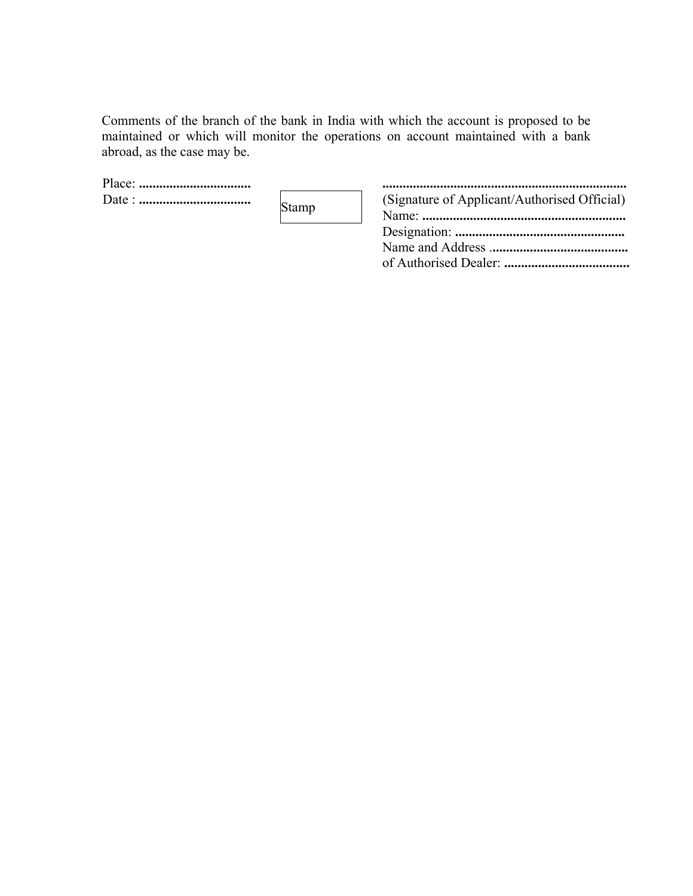Comments of the branch of the bank in India with which the account is proposed to be maintained or which will monitor the operations on account maintained with a bank abroad, as the case may be.

Place: ................................

Date : ................................

Stamp

......................................................................

(Signature of Applicant/Authorised Official)

Name: ..........................................................

Designation: .................................................

Name and Address ........................................

of Authorised Dealer: ....................................